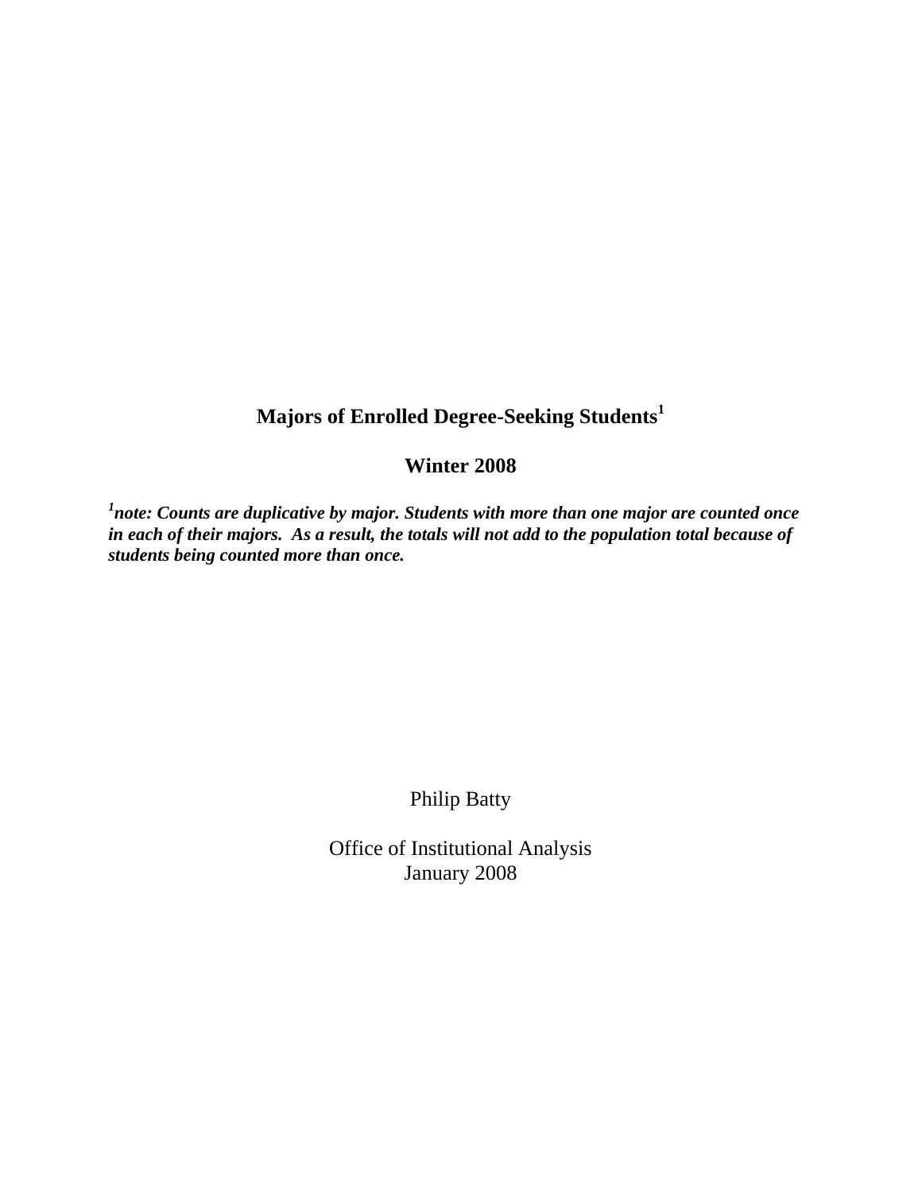# Majors of Enrolled Degree-Seeking Students[1]

## Winter 2008

***[1]note: Counts are duplicative by major. Students with more than one major are counted once in each of their majors. As a result, the totals will not add to the population total because of students being counted more than once.***

Philip Batty

Office of Institutional Analysis
January 2008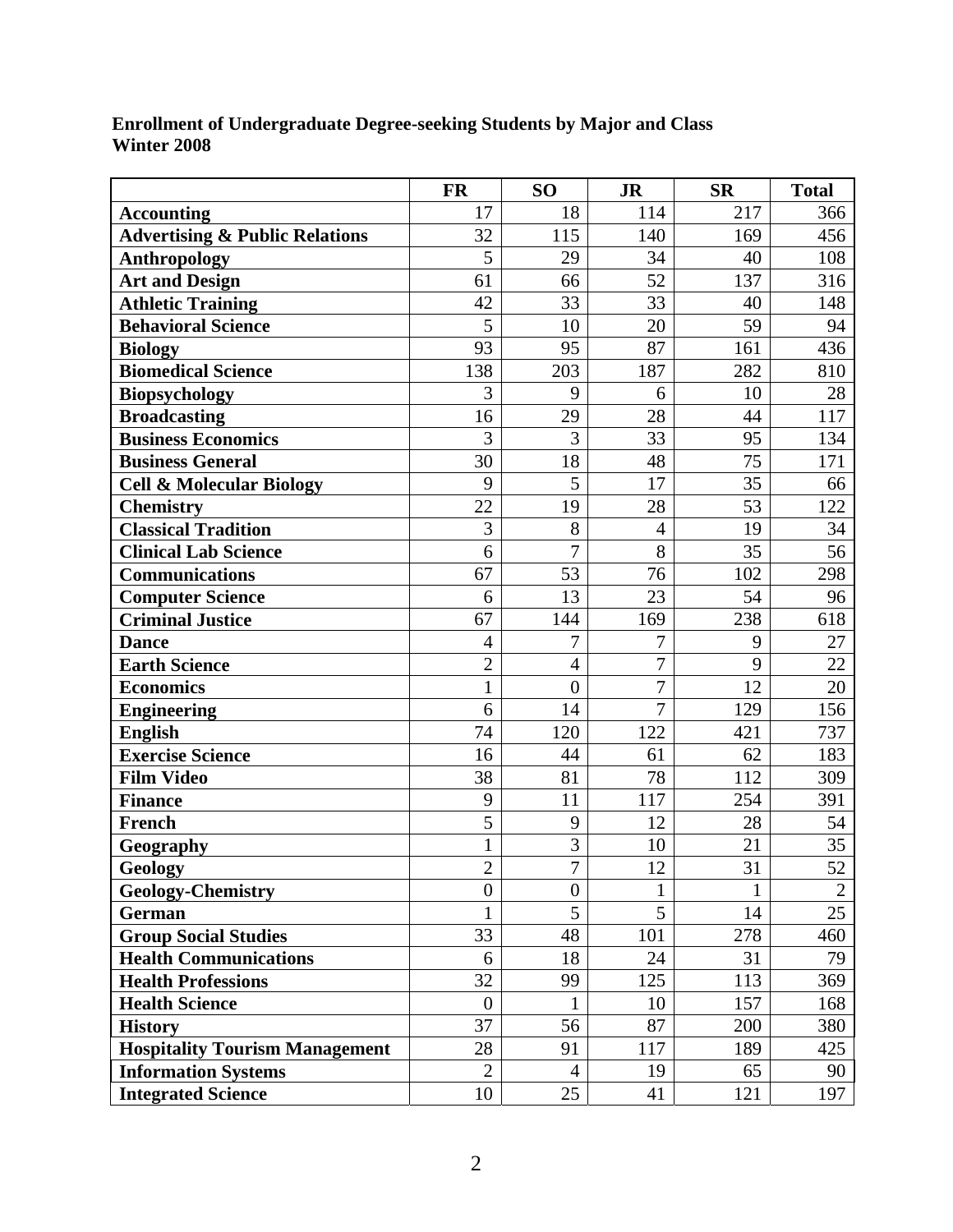**Enrollment of Undergraduate Degree-seeking Students by Major and Class**
**Winter 2008**

| | FR | SO | JR | SR | Total |
|---|---|---|---|---|---|
| **Accounting** | 17 | 18 | 114 | 217 | 366 |
| **Advertising & Public Relations** | 32 | 115 | 140 | 169 | 456 |
| **Anthropology** | 5 | 29 | 34 | 40 | 108 |
| **Art and Design** | 61 | 66 | 52 | 137 | 316 |
| **Athletic Training** | 42 | 33 | 33 | 40 | 148 |
| **Behavioral Science** | 5 | 10 | 20 | 59 | 94 |
| **Biology** | 93 | 95 | 87 | 161 | 436 |
| **Biomedical Science** | 138 | 203 | 187 | 282 | 810 |
| **Biopsychology** | 3 | 9 | 6 | 10 | 28 |
| **Broadcasting** | 16 | 29 | 28 | 44 | 117 |
| **Business Economics** | 3 | 3 | 33 | 95 | 134 |
| **Business General** | 30 | 18 | 48 | 75 | 171 |
| **Cell & Molecular Biology** | 9 | 5 | 17 | 35 | 66 |
| **Chemistry** | 22 | 19 | 28 | 53 | 122 |
| **Classical Tradition** | 3 | 8 | 4 | 19 | 34 |
| **Clinical Lab Science** | 6 | 7 | 8 | 35 | 56 |
| **Communications** | 67 | 53 | 76 | 102 | 298 |
| **Computer Science** | 6 | 13 | 23 | 54 | 96 |
| **Criminal Justice** | 67 | 144 | 169 | 238 | 618 |
| **Dance** | 4 | 7 | 7 | 9 | 27 |
| **Earth Science** | 2 | 4 | 7 | 9 | 22 |
| **Economics** | 1 | 0 | 7 | 12 | 20 |
| **Engineering** | 6 | 14 | 7 | 129 | 156 |
| **English** | 74 | 120 | 122 | 421 | 737 |
| **Exercise Science** | 16 | 44 | 61 | 62 | 183 |
| **Film Video** | 38 | 81 | 78 | 112 | 309 |
| **Finance** | 9 | 11 | 117 | 254 | 391 |
| **French** | 5 | 9 | 12 | 28 | 54 |
| **Geography** | 1 | 3 | 10 | 21 | 35 |
| **Geology** | 2 | 7 | 12 | 31 | 52 |
| **Geology-Chemistry** | 0 | 0 | 1 | 1 | 2 |
| **German** | 1 | 5 | 5 | 14 | 25 |
| **Group Social Studies** | 33 | 48 | 101 | 278 | 460 |
| **Health Communications** | 6 | 18 | 24 | 31 | 79 |
| **Health Professions** | 32 | 99 | 125 | 113 | 369 |
| **Health Science** | 0 | 1 | 10 | 157 | 168 |
| **History** | 37 | 56 | 87 | 200 | 380 |
| **Hospitality Tourism Management** | 28 | 91 | 117 | 189 | 425 |
| **Information Systems** | 2 | 4 | 19 | 65 | 90 |
| **Integrated Science** | 10 | 25 | 41 | 121 | 197 |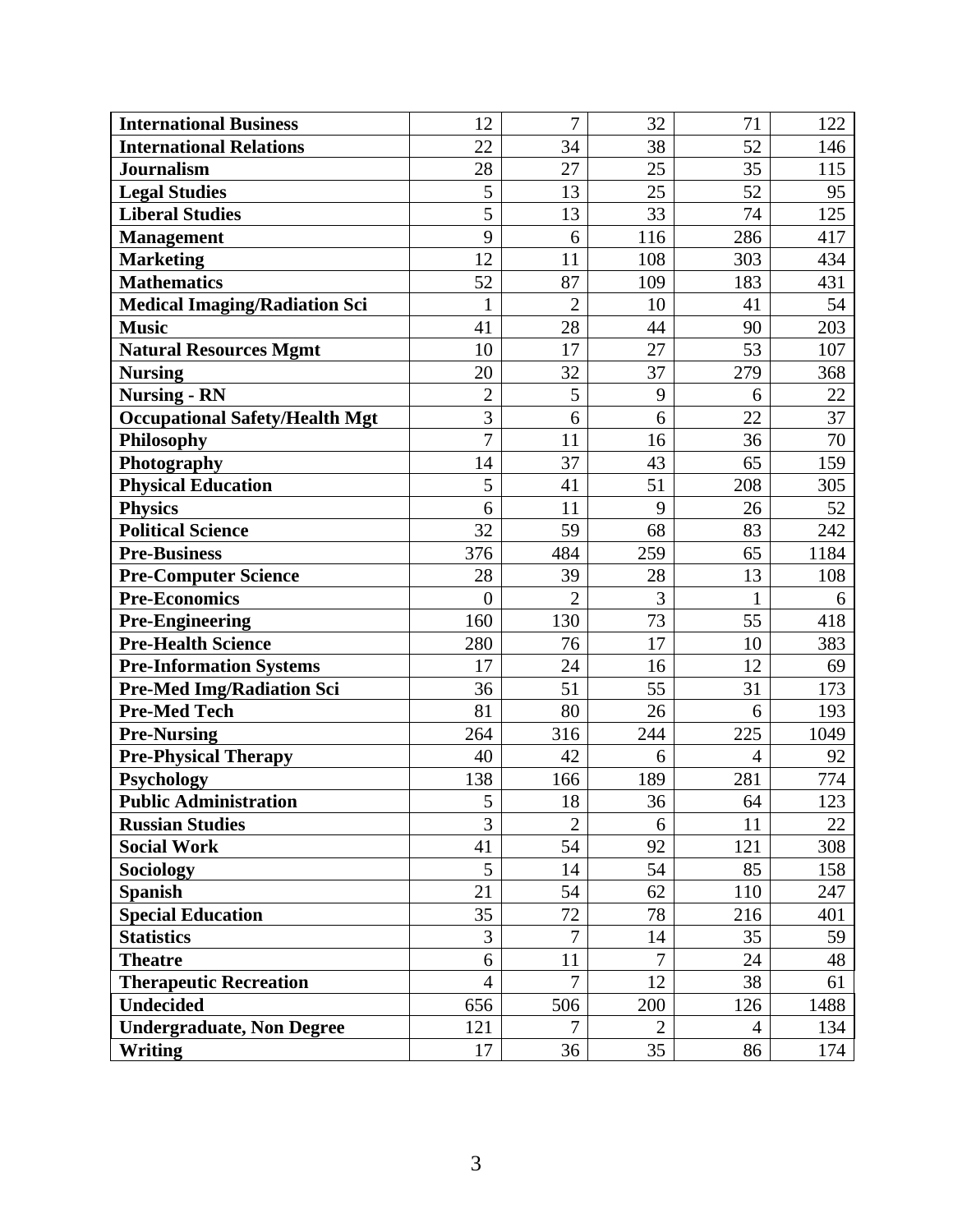| | | | | | |
|---|---|---|---|---|---|
| **International Business** | 12 | 7 | 32 | 71 | 122 |
| **International Relations** | 22 | 34 | 38 | 52 | 146 |
| **Journalism** | 28 | 27 | 25 | 35 | 115 |
| **Legal Studies** | 5 | 13 | 25 | 52 | 95 |
| **Liberal Studies** | 5 | 13 | 33 | 74 | 125 |
| **Management** | 9 | 6 | 116 | 286 | 417 |
| **Marketing** | 12 | 11 | 108 | 303 | 434 |
| **Mathematics** | 52 | 87 | 109 | 183 | 431 |
| **Medical Imaging/Radiation Sci** | 1 | 2 | 10 | 41 | 54 |
| **Music** | 41 | 28 | 44 | 90 | 203 |
| **Natural Resources Mgmt** | 10 | 17 | 27 | 53 | 107 |
| **Nursing** | 20 | 32 | 37 | 279 | 368 |
| **Nursing - RN** | 2 | 5 | 9 | 6 | 22 |
| **Occupational Safety/Health Mgt** | 3 | 6 | 6 | 22 | 37 |
| **Philosophy** | 7 | 11 | 16 | 36 | 70 |
| **Photography** | 14 | 37 | 43 | 65 | 159 |
| **Physical Education** | 5 | 41 | 51 | 208 | 305 |
| **Physics** | 6 | 11 | 9 | 26 | 52 |
| **Political Science** | 32 | 59 | 68 | 83 | 242 |
| **Pre-Business** | 376 | 484 | 259 | 65 | 1184 |
| **Pre-Computer Science** | 28 | 39 | 28 | 13 | 108 |
| **Pre-Economics** | 0 | 2 | 3 | 1 | 6 |
| **Pre-Engineering** | 160 | 130 | 73 | 55 | 418 |
| **Pre-Health Science** | 280 | 76 | 17 | 10 | 383 |
| **Pre-Information Systems** | 17 | 24 | 16 | 12 | 69 |
| **Pre-Med Img/Radiation Sci** | 36 | 51 | 55 | 31 | 173 |
| **Pre-Med Tech** | 81 | 80 | 26 | 6 | 193 |
| **Pre-Nursing** | 264 | 316 | 244 | 225 | 1049 |
| **Pre-Physical Therapy** | 40 | 42 | 6 | 4 | 92 |
| **Psychology** | 138 | 166 | 189 | 281 | 774 |
| **Public Administration** | 5 | 18 | 36 | 64 | 123 |
| **Russian Studies** | 3 | 2 | 6 | 11 | 22 |
| **Social Work** | 41 | 54 | 92 | 121 | 308 |
| **Sociology** | 5 | 14 | 54 | 85 | 158 |
| **Spanish** | 21 | 54 | 62 | 110 | 247 |
| **Special Education** | 35 | 72 | 78 | 216 | 401 |
| **Statistics** | 3 | 7 | 14 | 35 | 59 |
| **Theatre** | 6 | 11 | 7 | 24 | 48 |
| **Therapeutic Recreation** | 4 | 7 | 12 | 38 | 61 |
| **Undecided** | 656 | 506 | 200 | 126 | 1488 |
| **Undergraduate, Non Degree** | 121 | 7 | 2 | 4 | 134 |
| **Writing** | 17 | 36 | 35 | 86 | 174 |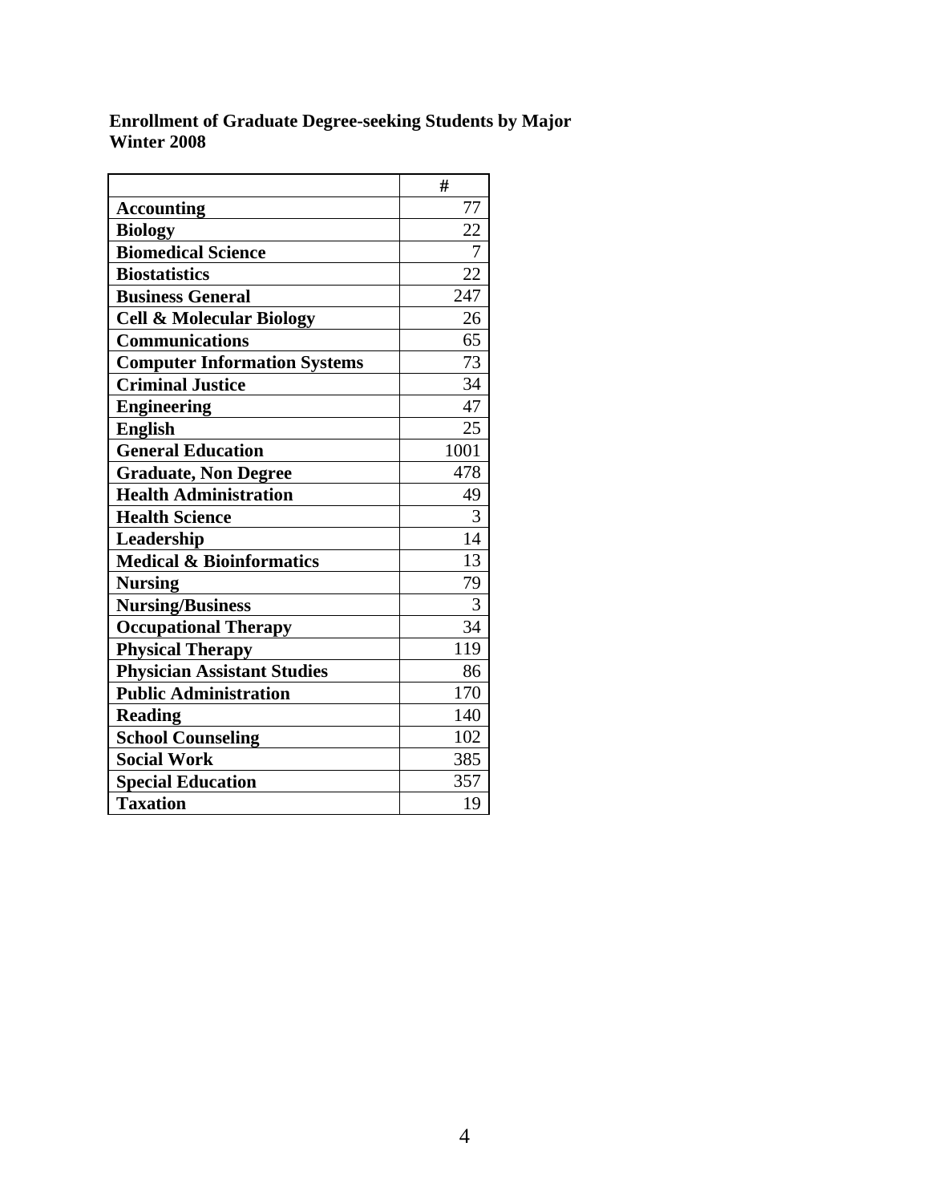**Enrollment of Graduate Degree-seeking Students by Major**
**Winter 2008**

| | # |
|---|---|
| **Accounting** | 77 |
| **Biology** | 22 |
| **Biomedical Science** | 7 |
| **Biostatistics** | 22 |
| **Business General** | 247 |
| **Cell & Molecular Biology** | 26 |
| **Communications** | 65 |
| **Computer Information Systems** | 73 |
| **Criminal Justice** | 34 |
| **Engineering** | 47 |
| **English** | 25 |
| **General Education** | 1001 |
| **Graduate, Non Degree** | 478 |
| **Health Administration** | 49 |
| **Health Science** | 3 |
| **Leadership** | 14 |
| **Medical & Bioinformatics** | 13 |
| **Nursing** | 79 |
| **Nursing/Business** | 3 |
| **Occupational Therapy** | 34 |
| **Physical Therapy** | 119 |
| **Physician Assistant Studies** | 86 |
| **Public Administration** | 170 |
| **Reading** | 140 |
| **School Counseling** | 102 |
| **Social Work** | 385 |
| **Special Education** | 357 |
| **Taxation** | 19 |